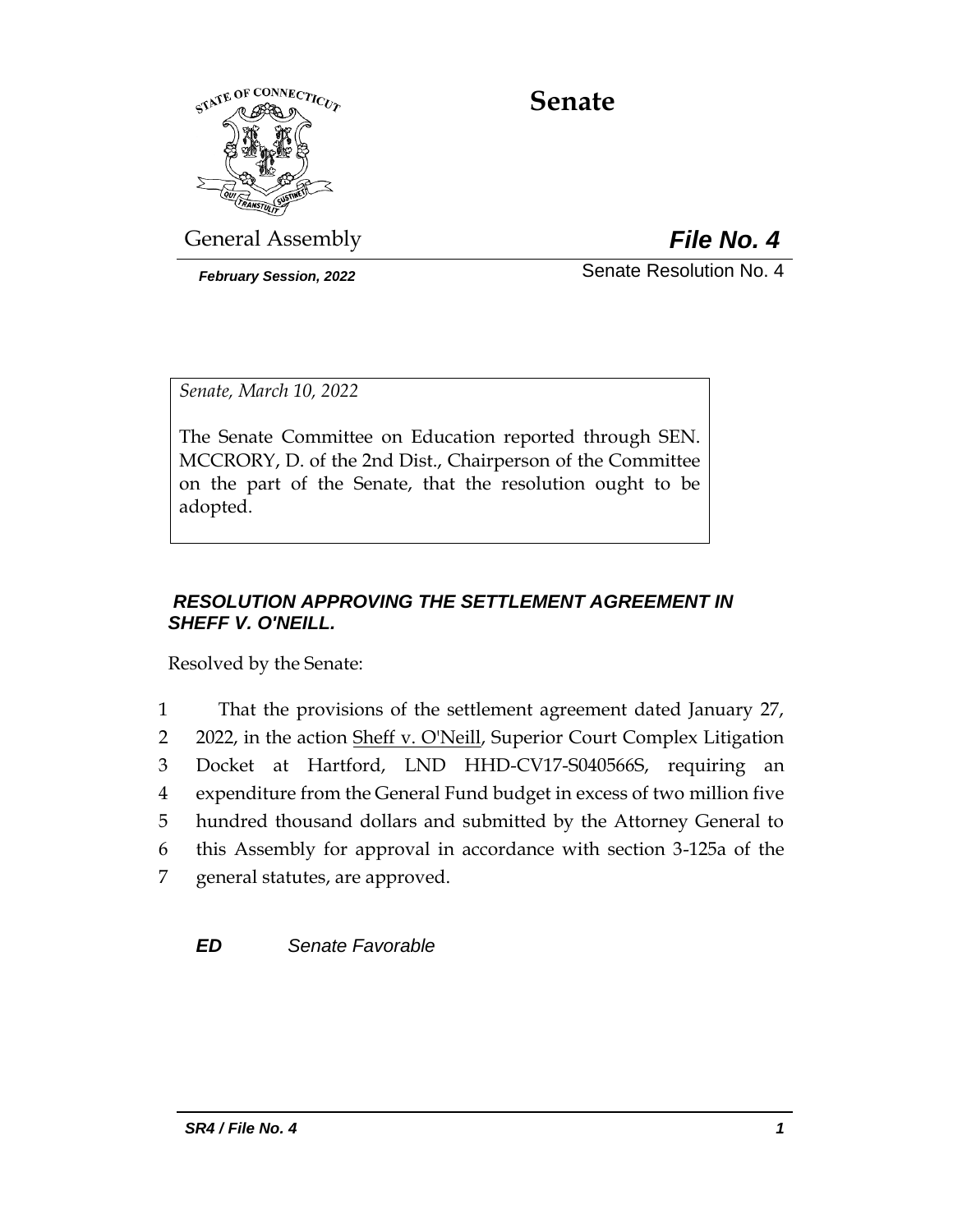# Senate

General Assembly

***File No. 4***

*February Session, 2022*

Senate Resolution No. 4

*Senate, March 10, 2022*

The Senate Committee on Education reported through SEN. MCCRORY, D. of the 2nd Dist., Chairperson of the Committee on the part of the Senate, that the resolution ought to be adopted.

***RESOLUTION APPROVING THE SETTLEMENT AGREEMENT IN SHEFF V. O'NEILL.***

Resolved by the Senate:

1 That the provisions of the settlement agreement dated January 27,
2 2022, in the action Sheff v. O'Neill, Superior Court Complex Litigation
3 Docket at Hartford, LND HHD-CV17-S040566S, requiring an
4 expenditure from the General Fund budget in excess of two million five
5 hundred thousand dollars and submitted by the Attorney General to
6 this Assembly for approval in accordance with section 3-125a of the
7 general statutes, are approved.

***ED*** *Senate Favorable*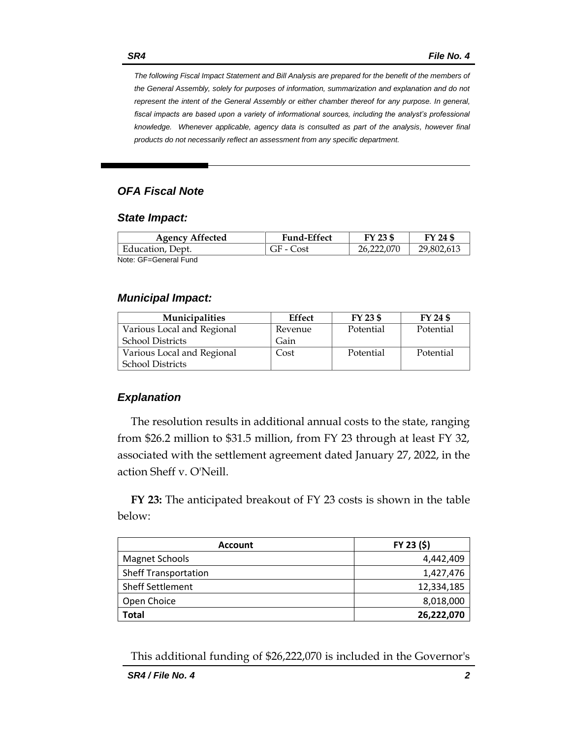*The following Fiscal Impact Statement and Bill Analysis are prepared for the benefit of the members of the General Assembly, solely for purposes of information, summarization and explanation and do not represent the intent of the General Assembly or either chamber thereof for any purpose. In general, fiscal impacts are based upon a variety of informational sources, including the analyst's professional knowledge. Whenever applicable, agency data is consulted as part of the analysis, however final products do not necessarily reflect an assessment from any specific department.*

---

## *OFA Fiscal Note*

### *State Impact:*

| Agency Affected | Fund-Effect | FY 23 $ | FY 24 $ |
|---|---|---|---|
| Education, Dept. | GF - Cost | 26,222,070 | 29,802,613 |

Note: GF=General Fund

### *Municipal Impact:*

| Municipalities | Effect | FY 23 $ | FY 24 $ |
|---|---|---|---|
| Various Local and Regional School Districts | Revenue Gain | Potential | Potential |
| Various Local and Regional School Districts | Cost | Potential | Potential |

### *Explanation*

The resolution results in additional annual costs to the state, ranging from $26.2 million to $31.5 million, from FY 23 through at least FY 32, associated with the settlement agreement dated January 27, 2022, in the action Sheff v. O'Neill.

**FY 23:** The anticipated breakout of FY 23 costs is shown in the table below:

| Account | FY 23 ($) |
|---|---|
| Magnet Schools | 4,442,409 |
| Sheff Transportation | 1,427,476 |
| Sheff Settlement | 12,334,185 |
| Open Choice | 8,018,000 |
| **Total** | **26,222,070** |

This additional funding of $26,222,070 is included in the Governor's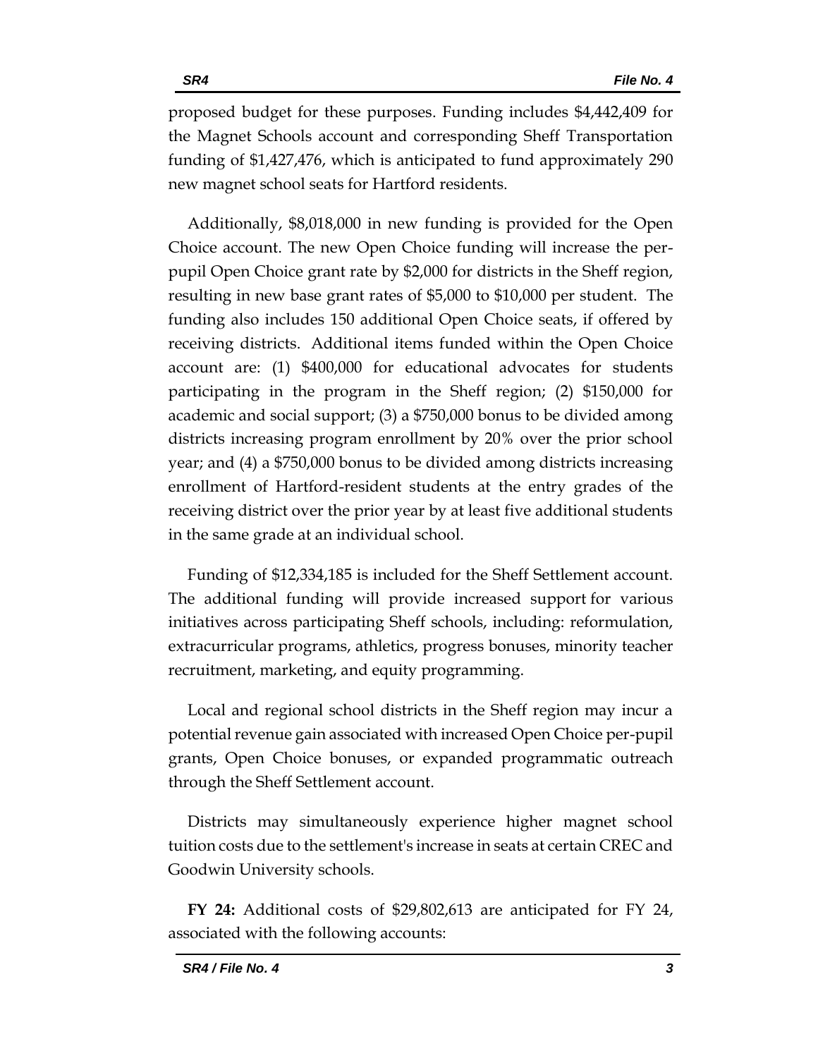proposed budget for these purposes. Funding includes $4,442,409 for the Magnet Schools account and corresponding Sheff Transportation funding of $1,427,476, which is anticipated to fund approximately 290 new magnet school seats for Hartford residents.

Additionally, $8,018,000 in new funding is provided for the Open Choice account. The new Open Choice funding will increase the per-pupil Open Choice grant rate by $2,000 for districts in the Sheff region, resulting in new base grant rates of $5,000 to $10,000 per student. The funding also includes 150 additional Open Choice seats, if offered by receiving districts. Additional items funded within the Open Choice account are: (1) $400,000 for educational advocates for students participating in the program in the Sheff region; (2) $150,000 for academic and social support; (3) a $750,000 bonus to be divided among districts increasing program enrollment by 20% over the prior school year; and (4) a $750,000 bonus to be divided among districts increasing enrollment of Hartford-resident students at the entry grades of the receiving district over the prior year by at least five additional students in the same grade at an individual school.

Funding of $12,334,185 is included for the Sheff Settlement account. The additional funding will provide increased support for various initiatives across participating Sheff schools, including: reformulation, extracurricular programs, athletics, progress bonuses, minority teacher recruitment, marketing, and equity programming.

Local and regional school districts in the Sheff region may incur a potential revenue gain associated with increased Open Choice per-pupil grants, Open Choice bonuses, or expanded programmatic outreach through the Sheff Settlement account.

Districts may simultaneously experience higher magnet school tuition costs due to the settlement's increase in seats at certain CREC and Goodwin University schools.

**FY 24:** Additional costs of $29,802,613 are anticipated for FY 24, associated with the following accounts: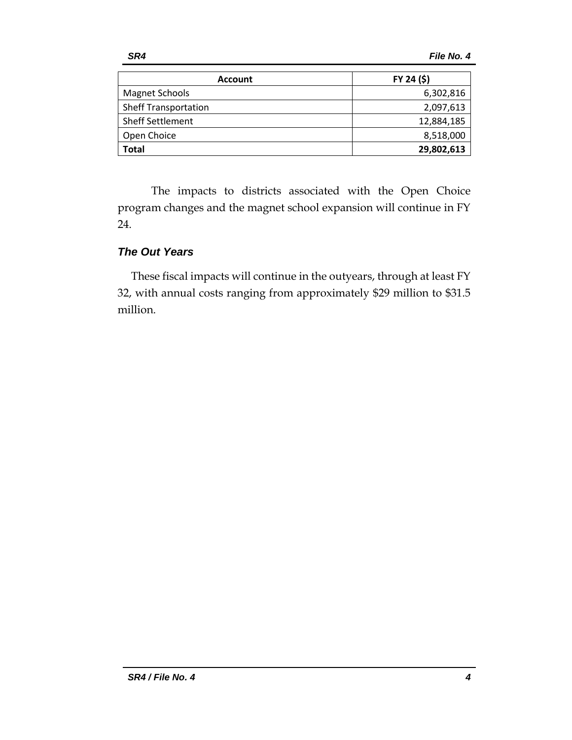| Account | FY 24 ($) |
|---|---|
| Magnet Schools | 6,302,816 |
| Sheff Transportation | 2,097,613 |
| Sheff Settlement | 12,884,185 |
| Open Choice | 8,518,000 |
| **Total** | **29,802,613** |

The impacts to districts associated with the Open Choice program changes and the magnet school expansion will continue in FY 24.

### *The Out Years*

These fiscal impacts will continue in the outyears, through at least FY 32, with annual costs ranging from approximately $29 million to $31.5 million.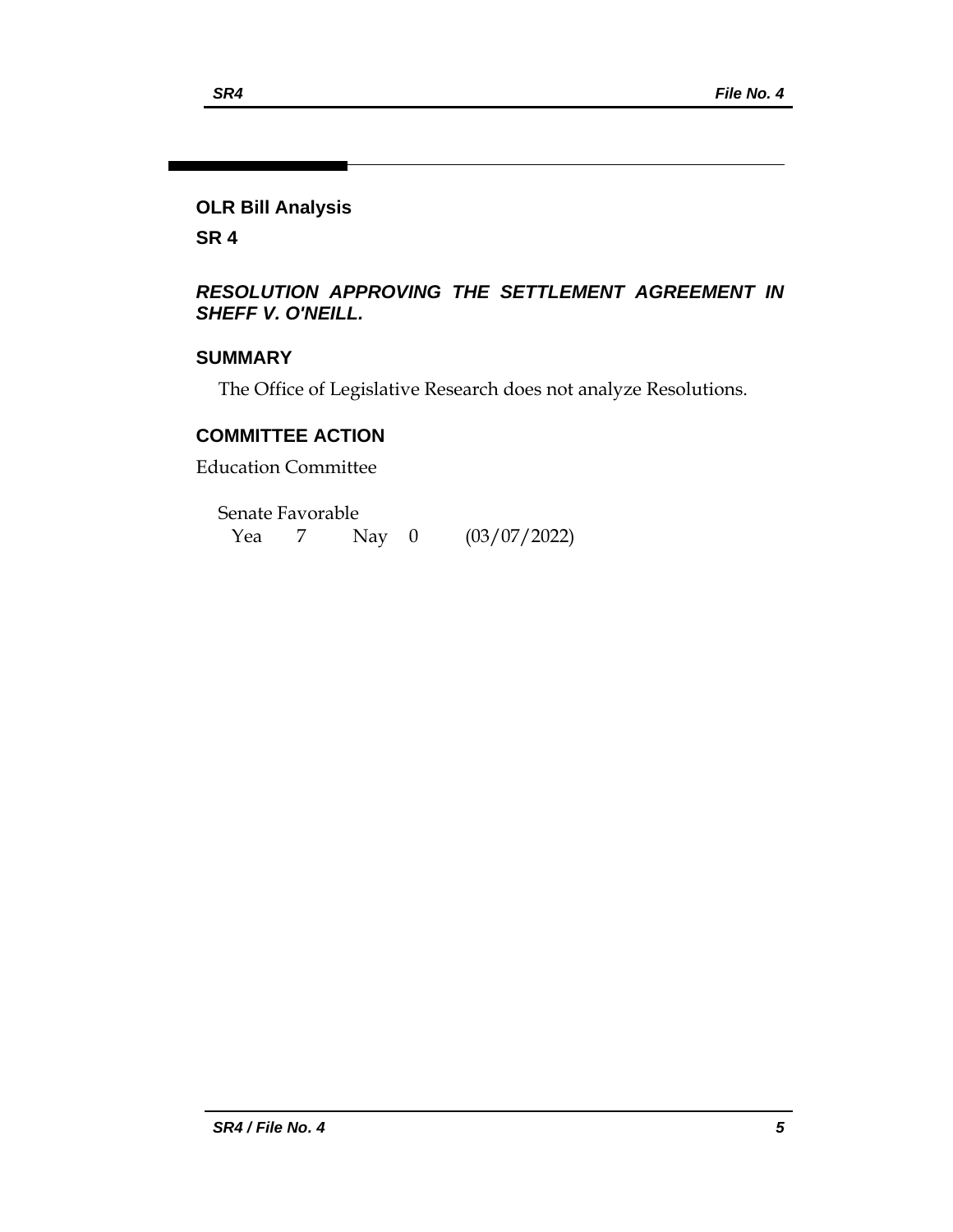## OLR Bill Analysis

## SR 4

### *RESOLUTION APPROVING THE SETTLEMENT AGREEMENT IN SHEFF V. O'NEILL.*

### SUMMARY

The Office of Legislative Research does not analyze Resolutions.

### COMMITTEE ACTION

Education Committee

Senate Favorable
Yea 7 Nay 0 (03/07/2022)